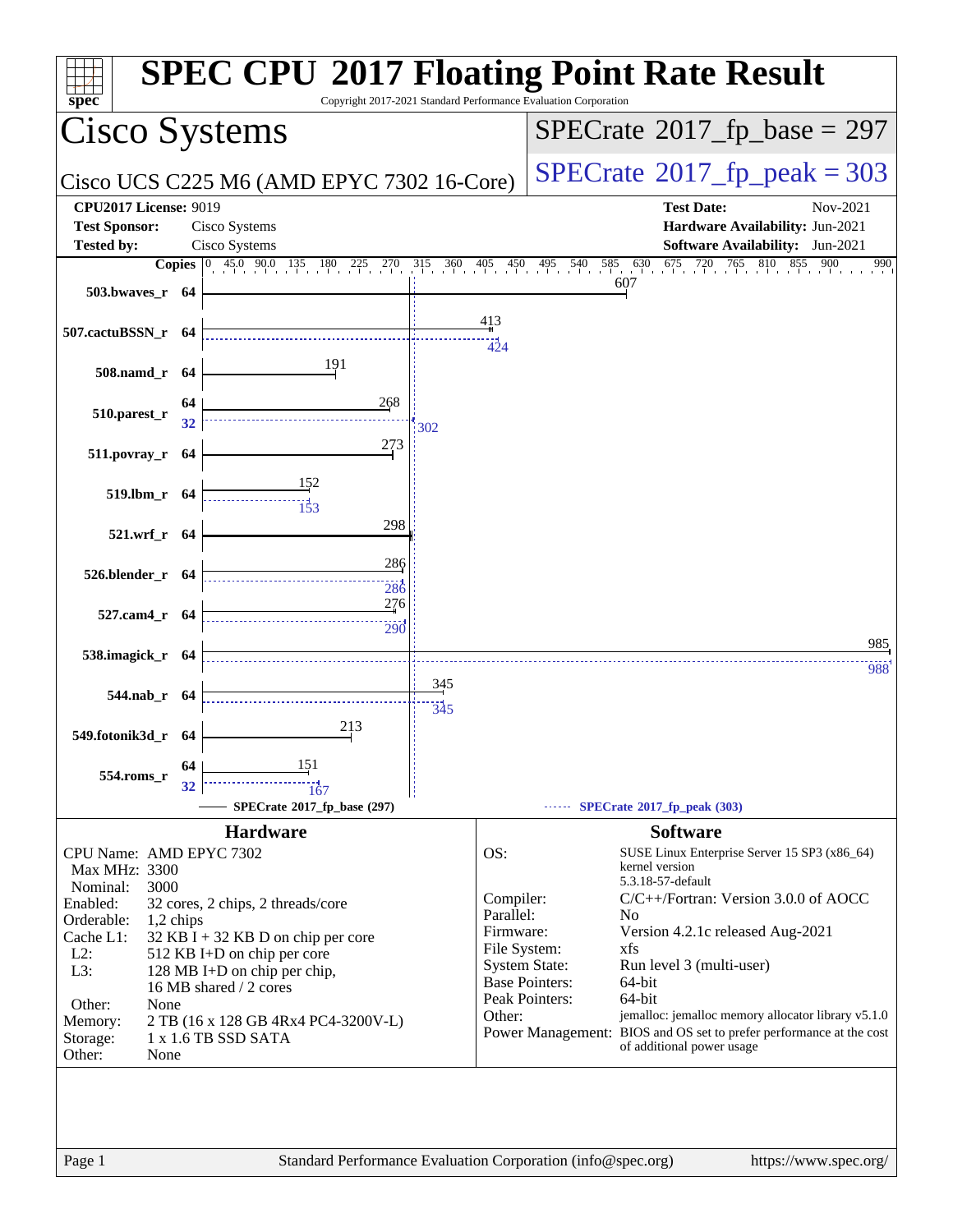# SPEC CPU 2017 Floating Point Rate Result

Copyright 2017-2021 Standard Performance Evaluation Corporation

## Cisco Systems

Cisco UCS C225 M6 (AMD EPYC 7302 16-Core)

SPECrate 2017_fp_base = 297

SPECrate 2017_fp_peak = 303

**CPU2017 License:** 9019
**Test Sponsor:** Cisco Systems
**Tested by:** Cisco Systems

**Test Date:** Nov-2021
**Hardware Availability:** Jun-2021
**Software Availability:** Jun-2021

| Benchmark | Copies | Base | Peak |
|---|---|---|---|
| 503.bwaves_r | 64 | 607 | |
| 507.cactuBSSN_r | 64 | 413 | 424 |
| 508.namd_r | 64 | 191 | |
| 510.parest_r | 64 (base) / 32 (peak) | 268 | 302 |
| 511.povray_r | 64 | 273 | |
| 519.lbm_r | 64 | 152 | 153 |
| 521.wrf_r | 64 | 298 | |
| 526.blender_r | 64 | 286 | 286 |
| 527.cam4_r | 64 | 276 | 290 |
| 538.imagick_r | 64 | 985 | 988 |
| 544.nab_r | 64 | 345 | 345 |
| 549.fotonik3d_r | 64 | 213 | |
| 554.roms_r | 64 (base) / 32 (peak) | 151 | 167 |

SPECrate 2017_fp_base (297) — SPECrate 2017_fp_peak (303)

### Hardware

| | |
|---|---|
| CPU Name: | AMD EPYC 7302 |
| Max MHz: | 3300 |
| Nominal: | 3000 |
| Enabled: | 32 cores, 2 chips, 2 threads/core |
| Orderable: | 1,2 chips |
| Cache L1: | 32 KB I + 32 KB D on chip per core |
| L2: | 512 KB I+D on chip per core |
| L3: | 128 MB I+D on chip per chip, 16 MB shared / 2 cores |
| Other: | None |
| Memory: | 2 TB (16 x 128 GB 4Rx4 PC4-3200V-L) |
| Storage: | 1 x 1.6 TB SSD SATA |
| Other: | None |

### Software

| | |
|---|---|
| OS: | SUSE Linux Enterprise Server 15 SP3 (x86_64) kernel version 5.3.18-57-default |
| Compiler: | C/C++/Fortran: Version 3.0.0 of AOCC |
| Parallel: | No |
| Firmware: | Version 4.2.1c released Aug-2021 |
| File System: | xfs |
| System State: | Run level 3 (multi-user) |
| Base Pointers: | 64-bit |
| Peak Pointers: | 64-bit |
| Other: | jemalloc: jemalloc memory allocator library v5.1.0 |
| Power Management: | BIOS and OS set to prefer performance at the cost of additional power usage |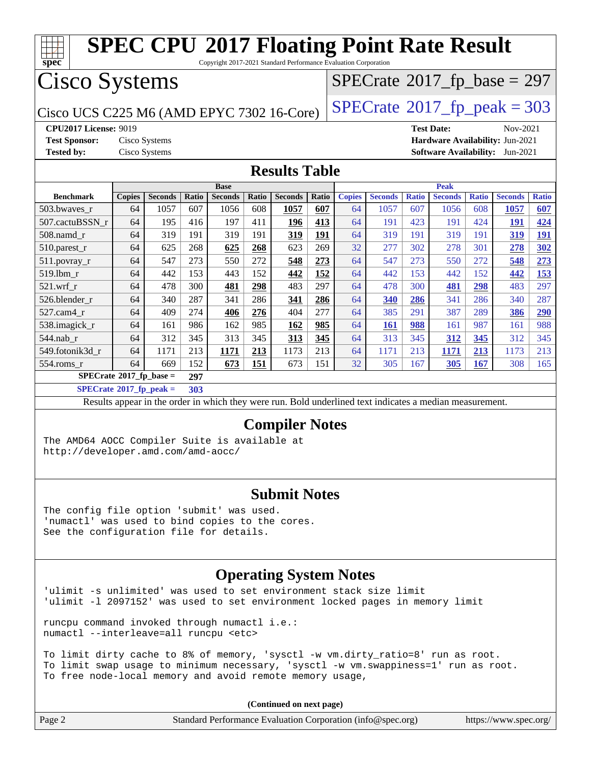# SPEC CPU 2017 Floating Point Rate Result

Copyright 2017-2021 Standard Performance Evaluation Corporation

## Cisco Systems

Cisco UCS C225 M6 (AMD EPYC 7302 16-Core)

SPECrate 2017_fp_base = 297

SPECrate 2017_fp_peak = 303

**CPU2017 License:** 9019
**Test Sponsor:** Cisco Systems
**Tested by:** Cisco Systems

**Test Date:** Nov-2021
**Hardware Availability:** Jun-2021
**Software Availability:** Jun-2021

## Results Table

| | Base | | | | | | | Peak | | | | | | |
|---|---|---|---|---|---|---|---|---|---|---|---|---|---|---|
| **Benchmark** | **Copies** | **Seconds** | **Ratio** | **Seconds** | **Ratio** | **Seconds** | **Ratio** | **Copies** | **Seconds** | **Ratio** | **Seconds** | **Ratio** | **Seconds** | **Ratio** |
| 503.bwaves_r | 64 | 1057 | 607 | 1056 | 608 | **1057** | **607** | 64 | 1057 | 607 | 1056 | 608 | **1057** | **607** |
| 507.cactuBSSN_r | 64 | 195 | 416 | 197 | 411 | **196** | **413** | 64 | 191 | 423 | 191 | 424 | **191** | **424** |
| 508.namd_r | 64 | 319 | 191 | 319 | 191 | **319** | **191** | 64 | 319 | 191 | 319 | 191 | **319** | **191** |
| 510.parest_r | 64 | 625 | 268 | **625** | **268** | 623 | 269 | 32 | 277 | 302 | 278 | 301 | **278** | **302** |
| 511.povray_r | 64 | 547 | 273 | 550 | 272 | **548** | **273** | 64 | 547 | 273 | 550 | 272 | **548** | **273** |
| 519.lbm_r | 64 | 442 | 153 | 443 | 152 | **442** | **152** | 64 | 442 | 153 | 442 | 152 | **442** | **153** |
| 521.wrf_r | 64 | 478 | 300 | **481** | **298** | 483 | 297 | 64 | 478 | 300 | **481** | **298** | 483 | 297 |
| 526.blender_r | 64 | 340 | 287 | 341 | 286 | **341** | **286** | 64 | **340** | **286** | 341 | 286 | 340 | 287 |
| 527.cam4_r | 64 | 409 | 274 | **406** | **276** | 404 | 277 | 64 | 385 | 291 | 387 | 289 | **386** | **290** |
| 538.imagick_r | 64 | 161 | 986 | 162 | 985 | **162** | **985** | 64 | **161** | **988** | 161 | 987 | 161 | 988 |
| 544.nab_r | 64 | 312 | 345 | 313 | 345 | **313** | **345** | 64 | 313 | 345 | **312** | **345** | 312 | 345 |
| 549.fotonik3d_r | 64 | 1171 | 213 | **1171** | **213** | 1173 | 213 | 64 | 1171 | 213 | **1171** | **213** | 1173 | 213 |
| 554.roms_r | 64 | 669 | 152 | **673** | **151** | 673 | 151 | 32 | 305 | 167 | **305** | **167** | 308 | 165 |

**SPECrate 2017_fp_base = 297**

**SPECrate 2017_fp_peak = 303**

Results appear in the order in which they were run. Bold underlined text indicates a median measurement.

## Compiler Notes

```
The AMD64 AOCC Compiler Suite is available at
http://developer.amd.com/amd-aocc/
```

## Submit Notes

```
The config file option 'submit' was used.
'numactl' was used to bind copies to the cores.
See the configuration file for details.
```

## Operating System Notes

```
'ulimit -s unlimited' was used to set environment stack size limit
'ulimit -l 2097152' was used to set environment locked pages in memory limit

runcpu command invoked through numactl i.e.:
numactl --interleave=all runcpu <etc>

To limit dirty cache to 8% of memory, 'sysctl -w vm.dirty_ratio=8' run as root.
To limit swap usage to minimum necessary, 'sysctl -w vm.swappiness=1' run as root.
To free node-local memory and avoid remote memory usage,
```

(Continued on next page)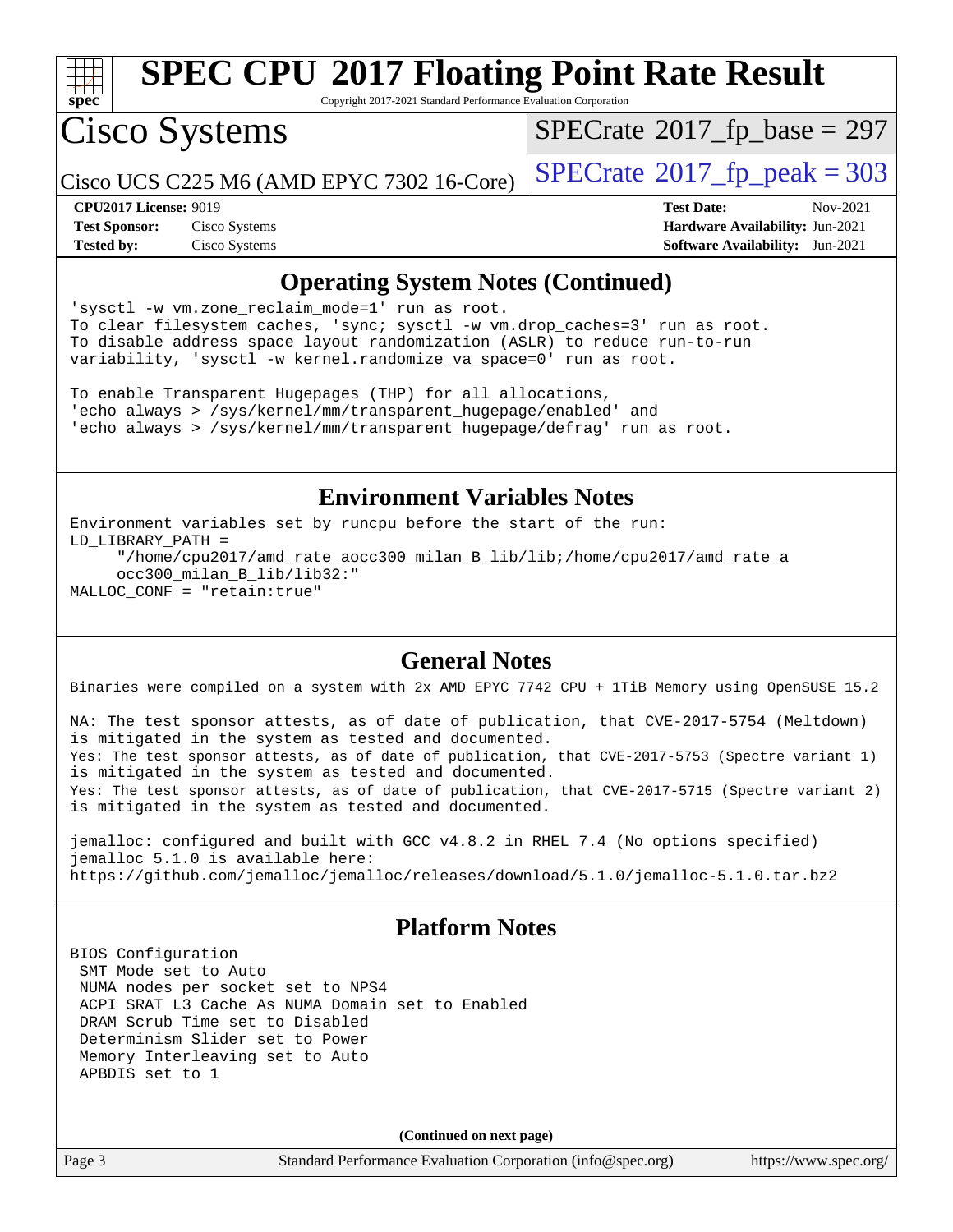## Operating System Notes (Continued)

```
'sysctl -w vm.zone_reclaim_mode=1' run as root.
To clear filesystem caches, 'sync; sysctl -w vm.drop_caches=3' run as root.
To disable address space layout randomization (ASLR) to reduce run-to-run
variability, 'sysctl -w kernel.randomize_va_space=0' run as root.

To enable Transparent Hugepages (THP) for all allocations,
'echo always > /sys/kernel/mm/transparent_hugepage/enabled' and
'echo always > /sys/kernel/mm/transparent_hugepage/defrag' run as root.
```

## Environment Variables Notes

```
Environment variables set by runcpu before the start of the run:
LD_LIBRARY_PATH =
     "/home/cpu2017/amd_rate_aocc300_milan_B_lib/lib;/home/cpu2017/amd_rate_a
     occ300_milan_B_lib/lib32:"
MALLOC_CONF = "retain:true"
```

## General Notes

```
Binaries were compiled on a system with 2x AMD EPYC 7742 CPU + 1TiB Memory using OpenSUSE 15.2

NA: The test sponsor attests, as of date of publication, that CVE-2017-5754 (Meltdown)
is mitigated in the system as tested and documented.
Yes: The test sponsor attests, as of date of publication, that CVE-2017-5753 (Spectre variant 1)
is mitigated in the system as tested and documented.
Yes: The test sponsor attests, as of date of publication, that CVE-2017-5715 (Spectre variant 2)
is mitigated in the system as tested and documented.

jemalloc: configured and built with GCC v4.8.2 in RHEL 7.4 (No options specified)
jemalloc 5.1.0 is available here:
https://github.com/jemalloc/jemalloc/releases/download/5.1.0/jemalloc-5.1.0.tar.bz2
```

## Platform Notes

```
BIOS Configuration
 SMT Mode set to Auto
 NUMA nodes per socket set to NPS4
 ACPI SRAT L3 Cache As NUMA Domain set to Enabled
 DRAM Scrub Time set to Disabled
 Determinism Slider set to Power
 Memory Interleaving set to Auto
 APBDIS set to 1
```

**(Continued on next page)**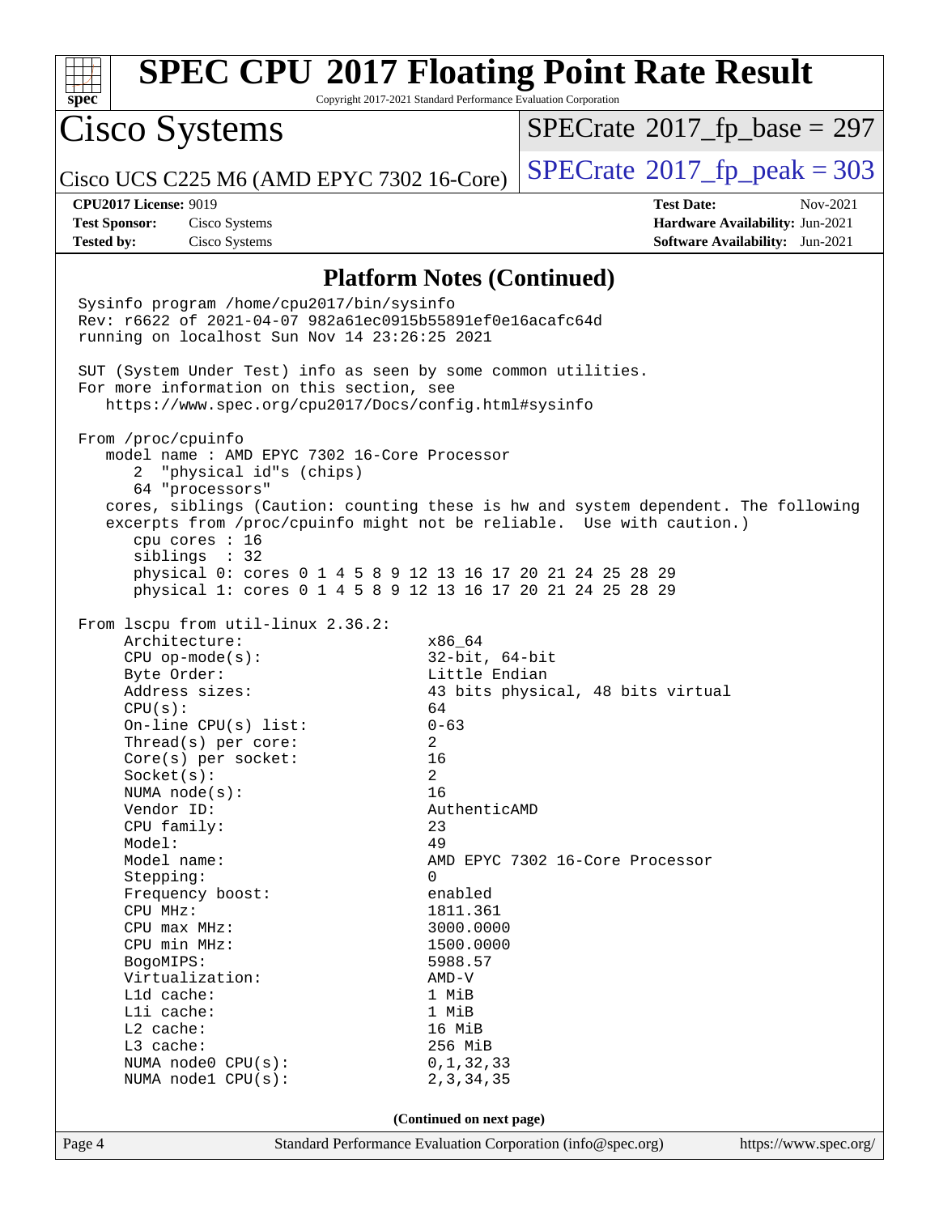# SPEC CPU 2017 Floating Point Rate Result

Copyright 2017-2021 Standard Performance Evaluation Corporation

**Cisco Systems**

Cisco UCS C225 M6 (AMD EPYC 7302 16-Core)

SPECrate 2017_fp_base = 297

SPECrate 2017_fp_peak = 303

**CPU2017 License:** 9019
**Test Sponsor:** Cisco Systems
**Tested by:** Cisco Systems

**Test Date:** Nov-2021
**Hardware Availability:** Jun-2021
**Software Availability:** Jun-2021

## Platform Notes (Continued)

```
Sysinfo program /home/cpu2017/bin/sysinfo
Rev: r6622 of 2021-04-07 982a61ec0915b55891ef0e16acafc64d
running on localhost Sun Nov 14 23:26:25 2021

SUT (System Under Test) info as seen by some common utilities.
For more information on this section, see
   https://www.spec.org/cpu2017/Docs/config.html#sysinfo

From /proc/cpuinfo
   model name : AMD EPYC 7302 16-Core Processor
      2  "physical id"s (chips)
      64 "processors"
   cores, siblings (Caution: counting these is hw and system dependent. The following
   excerpts from /proc/cpuinfo might not be reliable.  Use with caution.)
      cpu cores : 16
      siblings  : 32
      physical 0: cores 0 1 4 5 8 9 12 13 16 17 20 21 24 25 28 29
      physical 1: cores 0 1 4 5 8 9 12 13 16 17 20 21 24 25 28 29

From lscpu from util-linux 2.36.2:
     Architecture:                    x86_64
     CPU op-mode(s):                  32-bit, 64-bit
     Byte Order:                      Little Endian
     Address sizes:                   43 bits physical, 48 bits virtual
     CPU(s):                          64
     On-line CPU(s) list:             0-63
     Thread(s) per core:              2
     Core(s) per socket:              16
     Socket(s):                       2
     NUMA node(s):                    16
     Vendor ID:                       AuthenticAMD
     CPU family:                      23
     Model:                           49
     Model name:                      AMD EPYC 7302 16-Core Processor
     Stepping:                        0
     Frequency boost:                 enabled
     CPU MHz:                         1811.361
     CPU max MHz:                     3000.0000
     CPU min MHz:                     1500.0000
     BogoMIPS:                        5988.57
     Virtualization:                  AMD-V
     L1d cache:                       1 MiB
     L1i cache:                       1 MiB
     L2 cache:                        16 MiB
     L3 cache:                        256 MiB
     NUMA node0 CPU(s):               0,1,32,33
     NUMA node1 CPU(s):               2,3,34,35
```

(Continued on next page)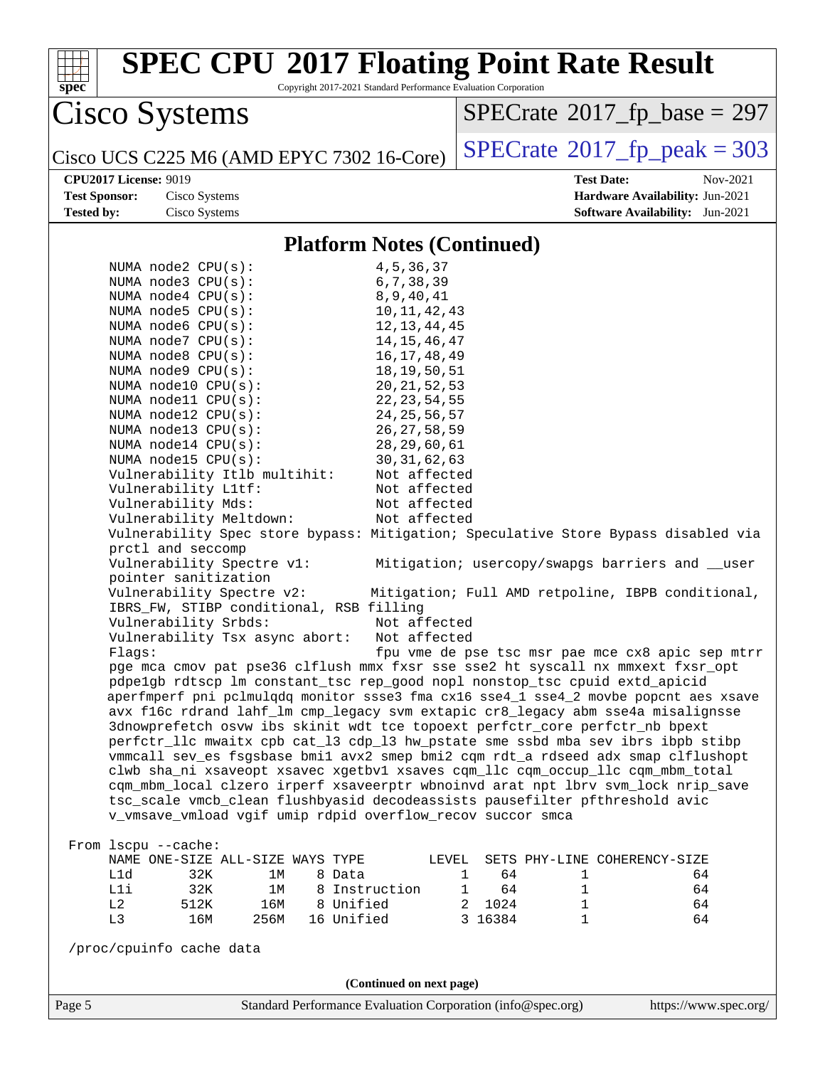## Platform Notes (Continued)

```
    NUMA node2 CPU(s):                 4,5,36,37
    NUMA node3 CPU(s):                 6,7,38,39
    NUMA node4 CPU(s):                 8,9,40,41
    NUMA node5 CPU(s):                 10,11,42,43
    NUMA node6 CPU(s):                 12,13,44,45
    NUMA node7 CPU(s):                 14,15,46,47
    NUMA node8 CPU(s):                 16,17,48,49
    NUMA node9 CPU(s):                 18,19,50,51
    NUMA node10 CPU(s):                20,21,52,53
    NUMA node11 CPU(s):                22,23,54,55
    NUMA node12 CPU(s):                24,25,56,57
    NUMA node13 CPU(s):                26,27,58,59
    NUMA node14 CPU(s):                28,29,60,61
    NUMA node15 CPU(s):                30,31,62,63
    Vulnerability Itlb multihit:       Not affected
    Vulnerability L1tf:                Not affected
    Vulnerability Mds:                 Not affected
    Vulnerability Meltdown:            Not affected
    Vulnerability Spec store bypass: Mitigation; Speculative Store Bypass disabled via
    prctl and seccomp
    Vulnerability Spectre v1:          Mitigation; usercopy/swapgs barriers and __user
    pointer sanitization
    Vulnerability Spectre v2:          Mitigation; Full AMD retpoline, IBPB conditional,
    IBRS_FW, STIBP conditional, RSB filling
    Vulnerability Srbds:               Not affected
    Vulnerability Tsx async abort:     Not affected
    Flags:                             fpu vme de pse tsc msr pae mce cx8 apic sep mtrr
    pge mca cmov pat pse36 clflush mmx fxsr sse sse2 ht syscall nx mmxext fxsr_opt
    pdpe1gb rdtscp lm constant_tsc rep_good nopl nonstop_tsc cpuid extd_apicid
    aperfmperf pni pclmulqdq monitor ssse3 fma cx16 sse4_1 sse4_2 movbe popcnt aes xsave
    avx f16c rdrand lahf_lm cmp_legacy svm extapic cr8_legacy abm sse4a misalignsse
    3dnowprefetch osvw ibs skinit wdt tce topoext perfctr_core perfctr_nb bpext
    perfctr_llc mwaitx cpb cat_l3 cdp_l3 hw_pstate sme ssbd mba sev ibrs ibpb stibp
    vmmcall sev_es fsgsbase bmi1 avx2 smep bmi2 cqm rdt_a rdseed adx smap clflushopt
    clwb sha_ni xsaveopt xsavec xgetbv1 xsaves cqm_llc cqm_occup_llc cqm_mbm_total
    cqm_mbm_local clzero irperf xsaveerptr wbnoinvd arat npt lbrv svm_lock nrip_save
    tsc_scale vmcb_clean flushbyasid decodeassists pausefilter pfthreshold avic
    v_vmsave_vmload vgif umip rdpid overflow_recov succor smca

 From lscpu --cache:
    NAME ONE-SIZE ALL-SIZE WAYS TYPE        LEVEL  SETS PHY-LINE COHERENCY-SIZE
    L1d       32K       1M    8 Data            1    64        1             64
    L1i       32K       1M    8 Instruction     1    64        1             64
    L2       512K      16M    8 Unified         2  1024        1             64
    L3        16M     256M   16 Unified         3 16384        1             64

 /proc/cpuinfo cache data
```

(Continued on next page)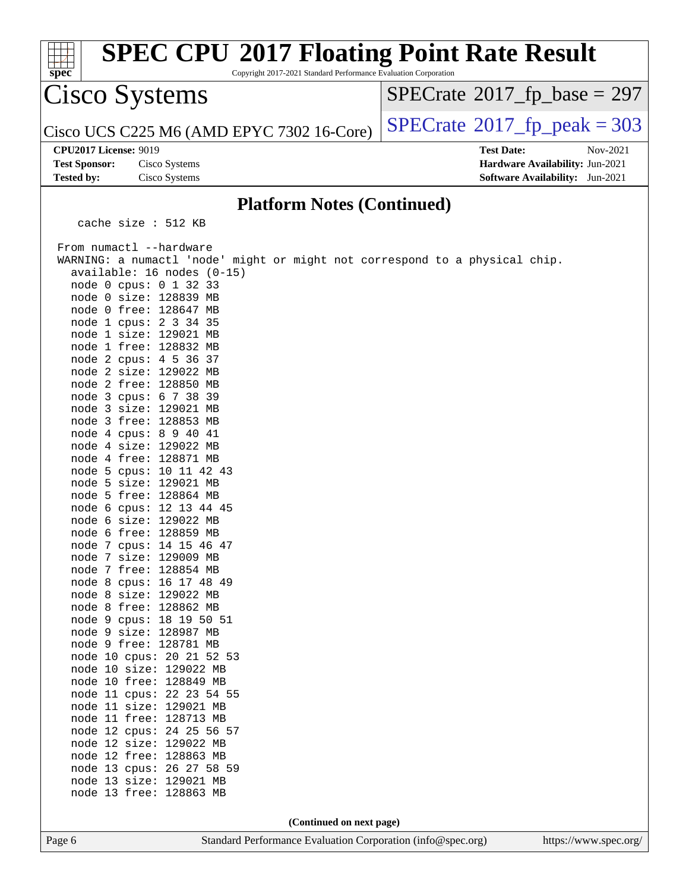## Platform Notes (Continued)

```
    cache size : 512 KB

 From numactl --hardware
 WARNING: a numactl 'node' might or might not correspond to a physical chip.
   available: 16 nodes (0-15)
   node 0 cpus: 0 1 32 33
   node 0 size: 128839 MB
   node 0 free: 128647 MB
   node 1 cpus: 2 3 34 35
   node 1 size: 129021 MB
   node 1 free: 128832 MB
   node 2 cpus: 4 5 36 37
   node 2 size: 129022 MB
   node 2 free: 128850 MB
   node 3 cpus: 6 7 38 39
   node 3 size: 129021 MB
   node 3 free: 128853 MB
   node 4 cpus: 8 9 40 41
   node 4 size: 129022 MB
   node 4 free: 128871 MB
   node 5 cpus: 10 11 42 43
   node 5 size: 129021 MB
   node 5 free: 128864 MB
   node 6 cpus: 12 13 44 45
   node 6 size: 129022 MB
   node 6 free: 128859 MB
   node 7 cpus: 14 15 46 47
   node 7 size: 129009 MB
   node 7 free: 128854 MB
   node 8 cpus: 16 17 48 49
   node 8 size: 129022 MB
   node 8 free: 128862 MB
   node 9 cpus: 18 19 50 51
   node 9 size: 128987 MB
   node 9 free: 128781 MB
   node 10 cpus: 20 21 52 53
   node 10 size: 129022 MB
   node 10 free: 128849 MB
   node 11 cpus: 22 23 54 55
   node 11 size: 129021 MB
   node 11 free: 128713 MB
   node 12 cpus: 24 25 56 57
   node 12 size: 129022 MB
   node 12 free: 128863 MB
   node 13 cpus: 26 27 58 59
   node 13 size: 129021 MB
   node 13 free: 128863 MB
```

**(Continued on next page)**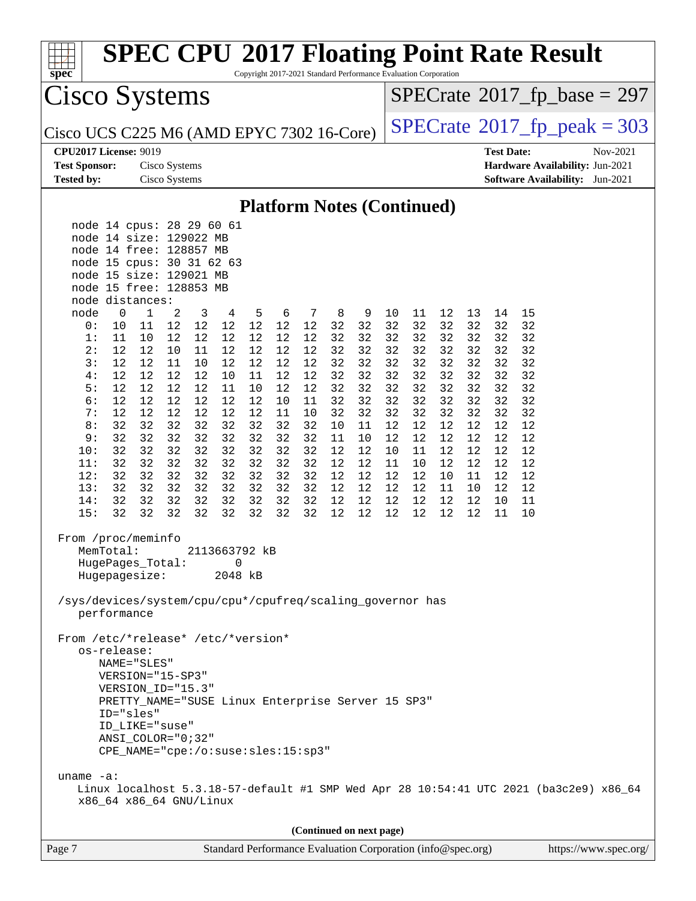## Platform Notes (Continued)

```
   node 14 cpus: 28 29 60 61
   node 14 size: 129022 MB
   node 14 free: 128857 MB
   node 15 cpus: 30 31 62 63
   node 15 size: 129021 MB
   node 15 free: 128853 MB
   node distances:
   node   0   1   2   3   4   5   6   7   8   9  10  11  12  13  14  15
     0:  10  11  12  12  12  12  12  12  32  32  32  32  32  32  32  32
     1:  11  10  12  12  12  12  12  12  32  32  32  32  32  32  32  32
     2:  12  12  10  11  12  12  12  12  32  32  32  32  32  32  32  32
     3:  12  12  11  10  12  12  12  12  32  32  32  32  32  32  32  32
     4:  12  12  12  12  10  11  12  12  32  32  32  32  32  32  32  32
     5:  12  12  12  12  11  10  12  12  32  32  32  32  32  32  32  32
     6:  12  12  12  12  12  12  10  11  32  32  32  32  32  32  32  32
     7:  12  12  12  12  12  12  11  10  32  32  32  32  32  32  32  32
     8:  32  32  32  32  32  32  32  32  10  11  12  12  12  12  12  12
     9:  32  32  32  32  32  32  32  32  11  10  12  12  12  12  12  12
    10:  32  32  32  32  32  32  32  32  12  12  10  11  12  12  12  12
    11:  32  32  32  32  32  32  32  32  12  12  11  10  12  12  12  12
    12:  32  32  32  32  32  32  32  32  12  12  12  12  10  11  12  12
    13:  32  32  32  32  32  32  32  32  12  12  12  12  11  10  12  12
    14:  32  32  32  32  32  32  32  32  12  12  12  12  12  12  10  11
    15:  32  32  32  32  32  32  32  32  12  12  12  12  12  12  11  10

 From /proc/meminfo
    MemTotal:       2113663792 kB
    HugePages_Total:       0
    Hugepagesize:       2048 kB

 /sys/devices/system/cpu/cpu*/cpufreq/scaling_governor has
    performance

 From /etc/*release* /etc/*version*
    os-release:
       NAME="SLES"
       VERSION="15-SP3"
       VERSION_ID="15.3"
       PRETTY_NAME="SUSE Linux Enterprise Server 15 SP3"
       ID="sles"
       ID_LIKE="suse"
       ANSI_COLOR="0;32"
       CPE_NAME="cpe:/o:suse:sles:15:sp3"

 uname -a:
    Linux localhost 5.3.18-57-default #1 SMP Wed Apr 28 10:54:41 UTC 2021 (ba3c2e9) x86_64
    x86_64 x86_64 GNU/Linux
```

(Continued on next page)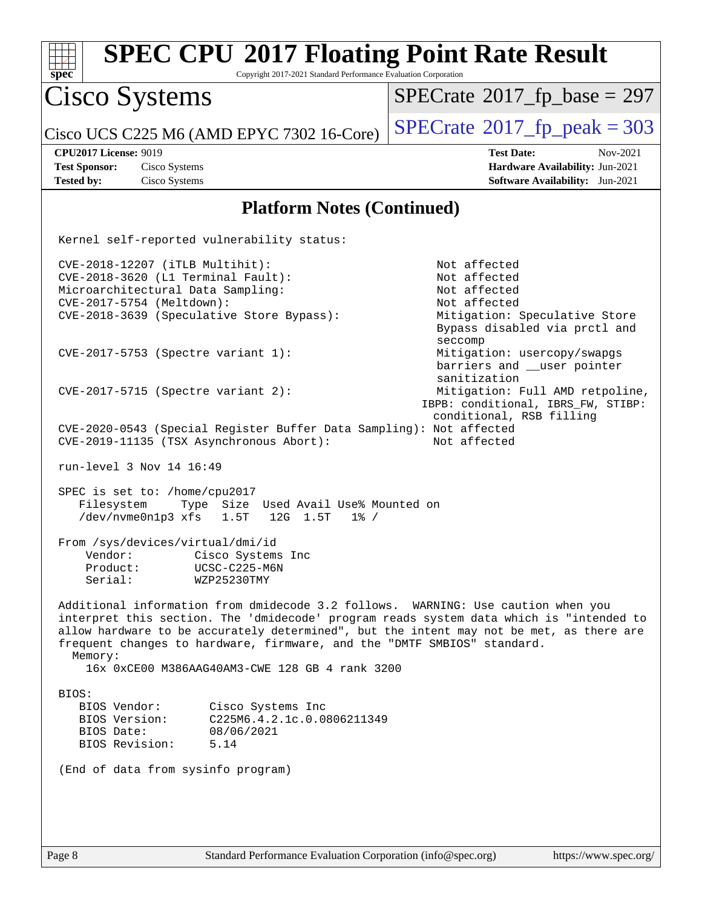## Platform Notes (Continued)

```
Kernel self-reported vulnerability status:

CVE-2018-12207 (iTLB Multihit):                              Not affected
CVE-2018-3620 (L1 Terminal Fault):                           Not affected
Microarchitectural Data Sampling:                            Not affected
CVE-2017-5754 (Meltdown):                                    Not affected
CVE-2018-3639 (Speculative Store Bypass):                    Mitigation: Speculative Store
                                                             Bypass disabled via prctl and
                                                             seccomp
CVE-2017-5753 (Spectre variant 1):                           Mitigation: usercopy/swapgs
                                                             barriers and __user pointer
                                                             sanitization
CVE-2017-5715 (Spectre variant 2):                           Mitigation: Full AMD retpoline,
                                                            IBPB: conditional, IBRS_FW, STIBP:
                                                             conditional, RSB filling
CVE-2020-0543 (Special Register Buffer Data Sampling): Not affected
CVE-2019-11135 (TSX Asynchronous Abort):                    Not affected

run-level 3 Nov 14 16:49

SPEC is set to: /home/cpu2017
   Filesystem     Type  Size  Used Avail Use% Mounted on
   /dev/nvme0n1p3 xfs   1.5T   12G  1.5T   1% /

From /sys/devices/virtual/dmi/id
    Vendor:         Cisco Systems Inc
    Product:        UCSC-C225-M6N
    Serial:         WZP25230TMY

Additional information from dmidecode 3.2 follows.  WARNING: Use caution when you
interpret this section. The 'dmidecode' program reads system data which is "intended to
allow hardware to be accurately determined", but the intent may not be met, as there are
frequent changes to hardware, firmware, and the "DMTF SMBIOS" standard.
  Memory:
    16x 0xCE00 M386AAG40AM3-CWE 128 GB 4 rank 3200

BIOS:
   BIOS Vendor:       Cisco Systems Inc
   BIOS Version:      C225M6.4.2.1c.0.0806211349
   BIOS Date:         08/06/2021
   BIOS Revision:     5.14

(End of data from sysinfo program)
```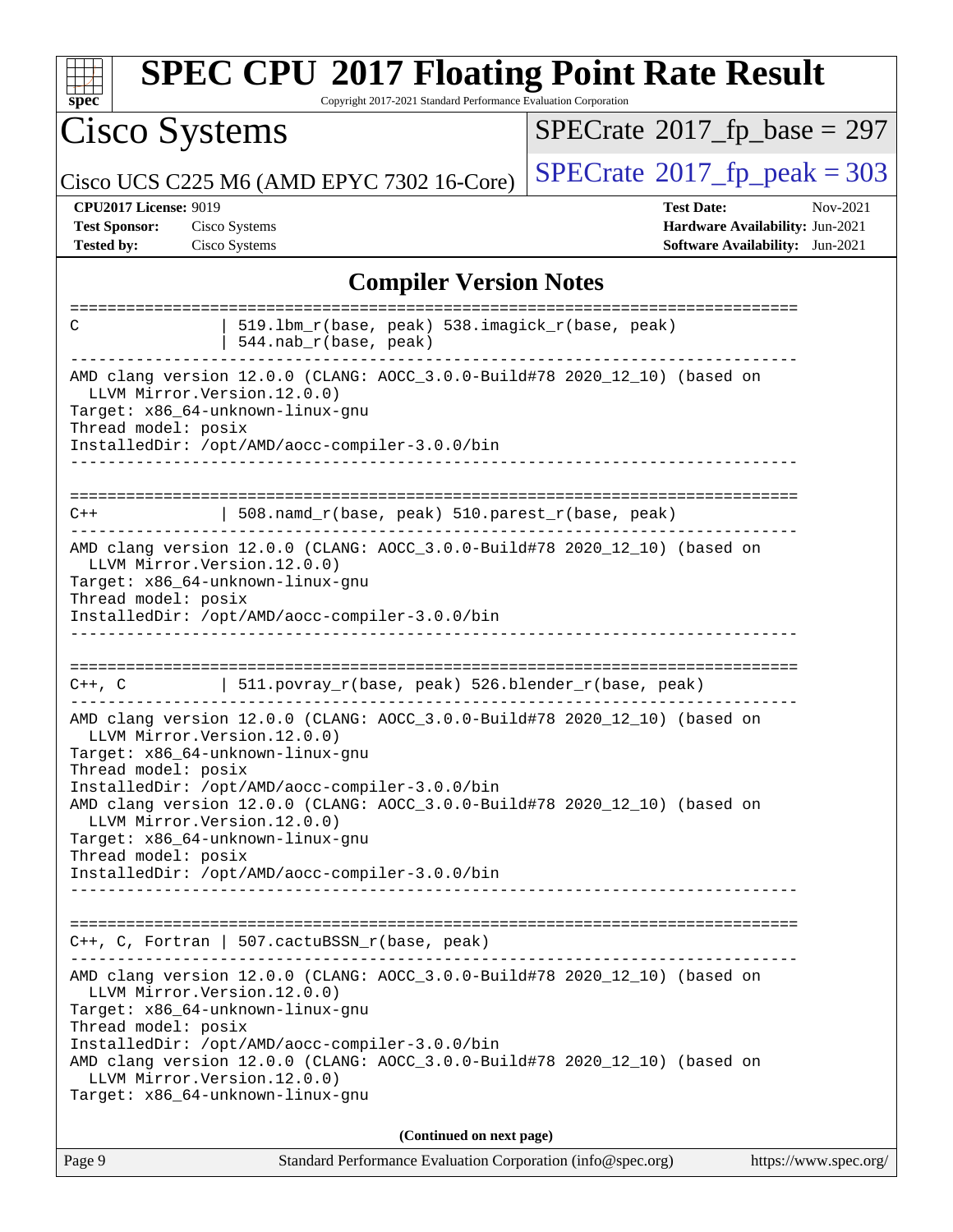## Compiler Version Notes

```
==============================================================================
C               | 519.lbm_r(base, peak) 538.imagick_r(base, peak)
                | 544.nab_r(base, peak)
------------------------------------------------------------------------------
AMD clang version 12.0.0 (CLANG: AOCC_3.0.0-Build#78 2020_12_10) (based on
  LLVM Mirror.Version.12.0.0)
Target: x86_64-unknown-linux-gnu
Thread model: posix
InstalledDir: /opt/AMD/aocc-compiler-3.0.0/bin
------------------------------------------------------------------------------

==============================================================================
C++             | 508.namd_r(base, peak) 510.parest_r(base, peak)
------------------------------------------------------------------------------
AMD clang version 12.0.0 (CLANG: AOCC_3.0.0-Build#78 2020_12_10) (based on
  LLVM Mirror.Version.12.0.0)
Target: x86_64-unknown-linux-gnu
Thread model: posix
InstalledDir: /opt/AMD/aocc-compiler-3.0.0/bin
------------------------------------------------------------------------------

==============================================================================
C++, C          | 511.povray_r(base, peak) 526.blender_r(base, peak)
------------------------------------------------------------------------------
AMD clang version 12.0.0 (CLANG: AOCC_3.0.0-Build#78 2020_12_10) (based on
  LLVM Mirror.Version.12.0.0)
Target: x86_64-unknown-linux-gnu
Thread model: posix
InstalledDir: /opt/AMD/aocc-compiler-3.0.0/bin
AMD clang version 12.0.0 (CLANG: AOCC_3.0.0-Build#78 2020_12_10) (based on
  LLVM Mirror.Version.12.0.0)
Target: x86_64-unknown-linux-gnu
Thread model: posix
InstalledDir: /opt/AMD/aocc-compiler-3.0.0/bin
------------------------------------------------------------------------------

==============================================================================
C++, C, Fortran | 507.cactuBSSN_r(base, peak)
------------------------------------------------------------------------------
AMD clang version 12.0.0 (CLANG: AOCC_3.0.0-Build#78 2020_12_10) (based on
  LLVM Mirror.Version.12.0.0)
Target: x86_64-unknown-linux-gnu
Thread model: posix
InstalledDir: /opt/AMD/aocc-compiler-3.0.0/bin
AMD clang version 12.0.0 (CLANG: AOCC_3.0.0-Build#78 2020_12_10) (based on
  LLVM Mirror.Version.12.0.0)
Target: x86_64-unknown-linux-gnu
```

**(Continued on next page)**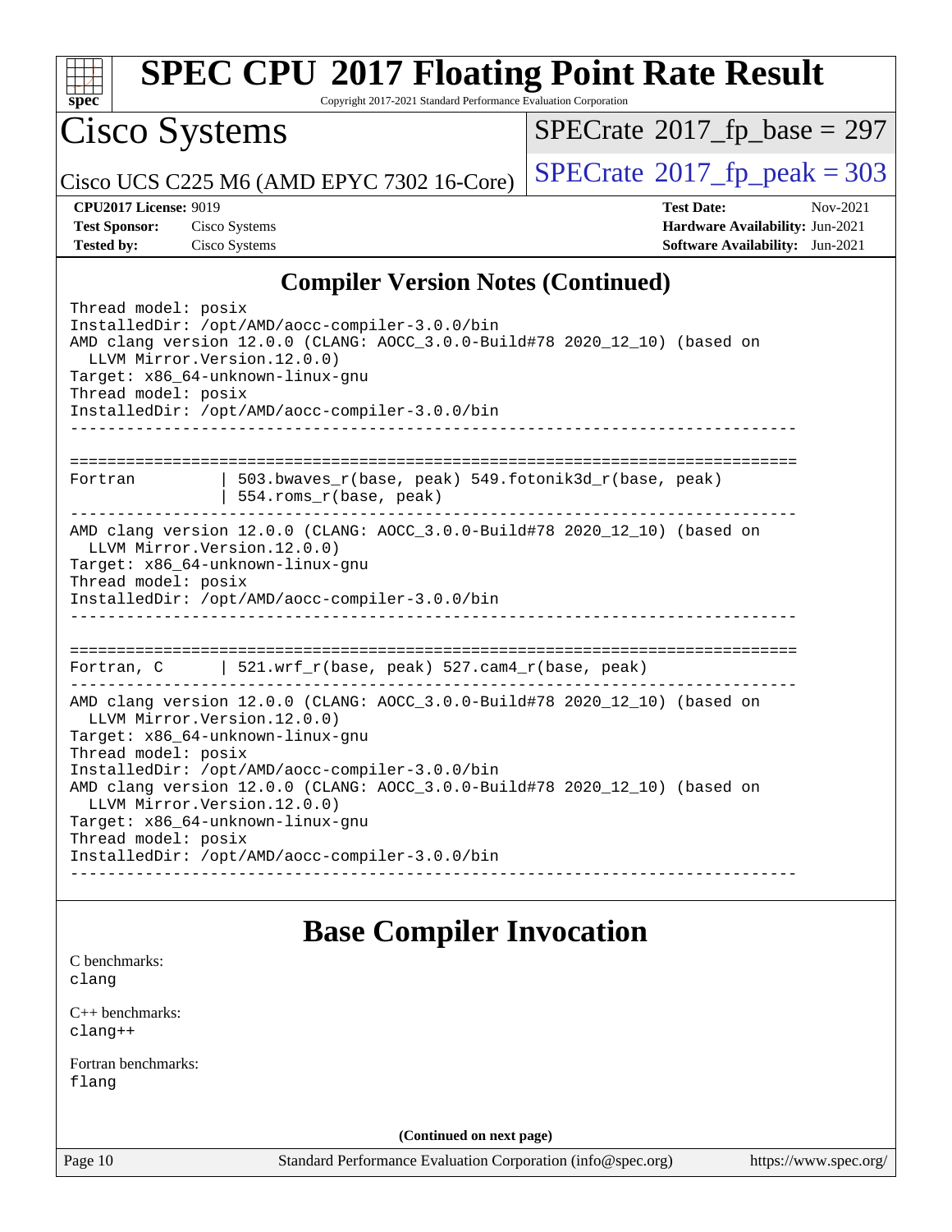## Compiler Version Notes (Continued)

```
Thread model: posix
InstalledDir: /opt/AMD/aocc-compiler-3.0.0/bin
AMD clang version 12.0.0 (CLANG: AOCC_3.0.0-Build#78 2020_12_10) (based on
  LLVM Mirror.Version.12.0.0)
Target: x86_64-unknown-linux-gnu
Thread model: posix
InstalledDir: /opt/AMD/aocc-compiler-3.0.0/bin
------------------------------------------------------------------------------

==============================================================================
Fortran          | 503.bwaves_r(base, peak) 549.fotonik3d_r(base, peak)
                 | 554.roms_r(base, peak)
------------------------------------------------------------------------------
AMD clang version 12.0.0 (CLANG: AOCC_3.0.0-Build#78 2020_12_10) (based on
  LLVM Mirror.Version.12.0.0)
Target: x86_64-unknown-linux-gnu
Thread model: posix
InstalledDir: /opt/AMD/aocc-compiler-3.0.0/bin
------------------------------------------------------------------------------

==============================================================================
Fortran, C       | 521.wrf_r(base, peak) 527.cam4_r(base, peak)
------------------------------------------------------------------------------
AMD clang version 12.0.0 (CLANG: AOCC_3.0.0-Build#78 2020_12_10) (based on
  LLVM Mirror.Version.12.0.0)
Target: x86_64-unknown-linux-gnu
Thread model: posix
InstalledDir: /opt/AMD/aocc-compiler-3.0.0/bin
AMD clang version 12.0.0 (CLANG: AOCC_3.0.0-Build#78 2020_12_10) (based on
  LLVM Mirror.Version.12.0.0)
Target: x86_64-unknown-linux-gnu
Thread model: posix
InstalledDir: /opt/AMD/aocc-compiler-3.0.0/bin
------------------------------------------------------------------------------
```

## Base Compiler Invocation

C benchmarks:
clang

C++ benchmarks:
clang++

Fortran benchmarks:
flang

**(Continued on next page)**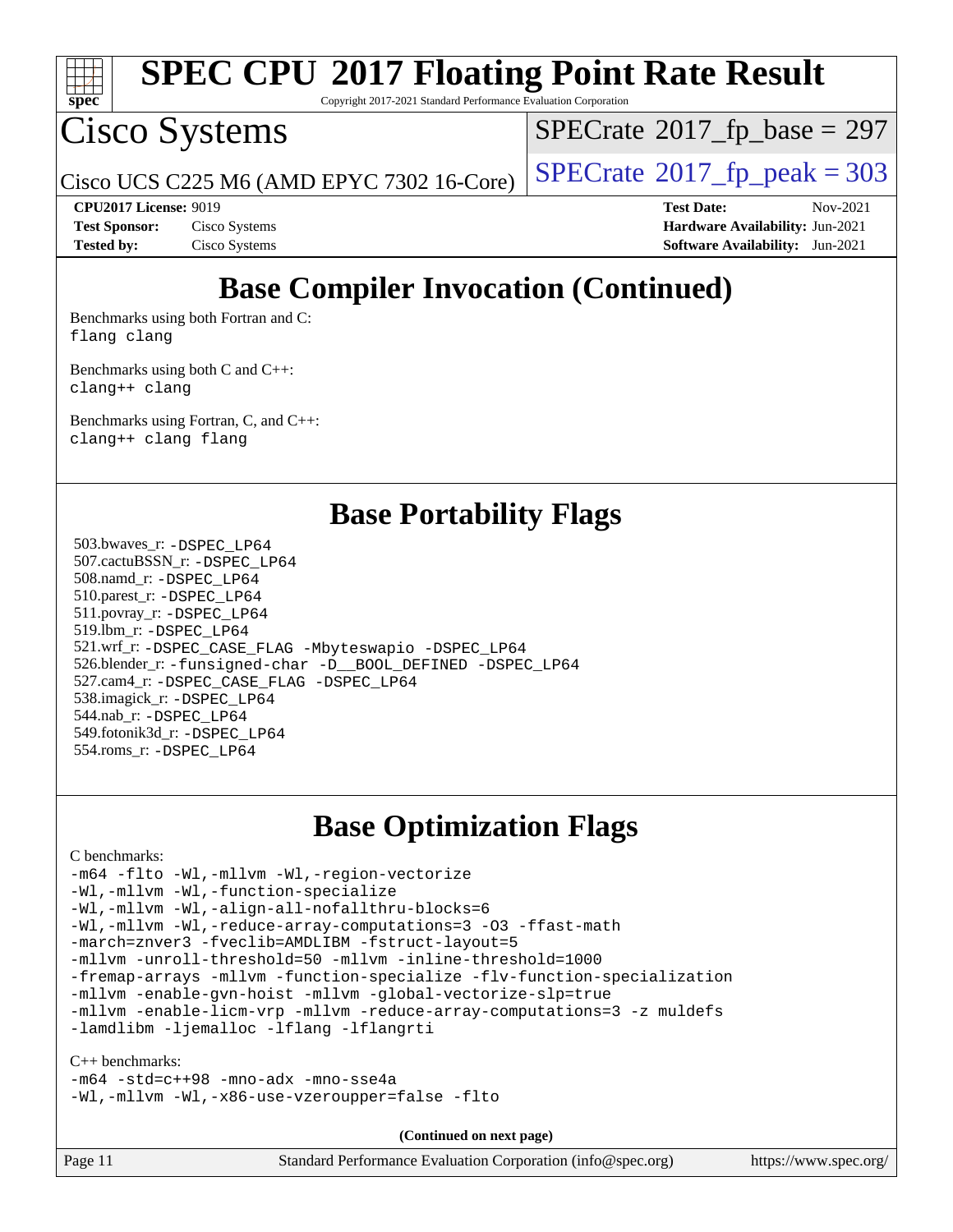# Base Compiler Invocation (Continued)

Benchmarks using both Fortran and C:
`flang clang`

Benchmarks using both C and C++:
`clang++ clang`

Benchmarks using Fortran, C, and C++:
`clang++ clang flang`

# Base Portability Flags

503.bwaves_r: `-DSPEC_LP64`
507.cactuBSSN_r: `-DSPEC_LP64`
508.namd_r: `-DSPEC_LP64`
510.parest_r: `-DSPEC_LP64`
511.povray_r: `-DSPEC_LP64`
519.lbm_r: `-DSPEC_LP64`
521.wrf_r: `-DSPEC_CASE_FLAG -Mbyteswapio -DSPEC_LP64`
526.blender_r: `-funsigned-char -D__BOOL_DEFINED -DSPEC_LP64`
527.cam4_r: `-DSPEC_CASE_FLAG -DSPEC_LP64`
538.imagick_r: `-DSPEC_LP64`
544.nab_r: `-DSPEC_LP64`
549.fotonik3d_r: `-DSPEC_LP64`
554.roms_r: `-DSPEC_LP64`

# Base Optimization Flags

C benchmarks:

```
-m64 -flto -Wl,-mllvm -Wl,-region-vectorize
-Wl,-mllvm -Wl,-function-specialize
-Wl,-mllvm -Wl,-align-all-nofallthru-blocks=6
-Wl,-mllvm -Wl,-reduce-array-computations=3 -O3 -ffast-math
-march=znver3 -fveclib=AMDLIBM -fstruct-layout=5
-mllvm -unroll-threshold=50 -mllvm -inline-threshold=1000
-fremap-arrays -mllvm -function-specialize -flv-function-specialization
-mllvm -enable-gvn-hoist -mllvm -global-vectorize-slp=true
-mllvm -enable-licm-vrp -mllvm -reduce-array-computations=3 -z muldefs
-lamdlibm -ljemalloc -lflang -lflangrti
```

C++ benchmarks:

```
-m64 -std=c++98 -mno-adx -mno-sse4a
-Wl,-mllvm -Wl,-x86-use-vzeroupper=false -flto
```

**(Continued on next page)**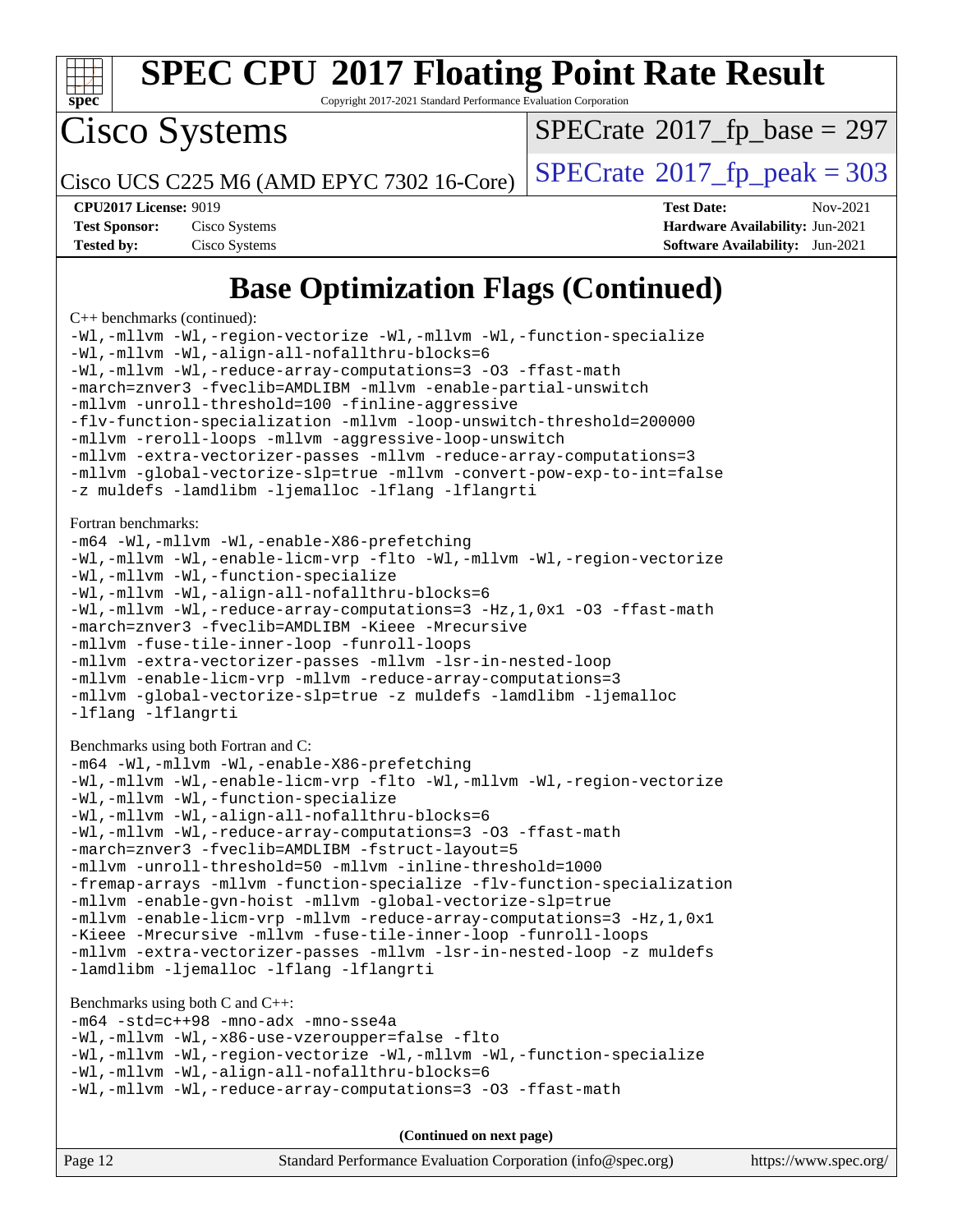# Base Optimization Flags (Continued)

C++ benchmarks (continued):

```
-Wl,-mllvm -Wl,-region-vectorize -Wl,-mllvm -Wl,-function-specialize
-Wl,-mllvm -Wl,-align-all-nofallthru-blocks=6
-Wl,-mllvm -Wl,-reduce-array-computations=3 -O3 -ffast-math
-march=znver3 -fveclib=AMDLIBM -mllvm -enable-partial-unswitch
-mllvm -unroll-threshold=100 -finline-aggressive
-flv-function-specialization -mllvm -loop-unswitch-threshold=200000
-mllvm -reroll-loops -mllvm -aggressive-loop-unswitch
-mllvm -extra-vectorizer-passes -mllvm -reduce-array-computations=3
-mllvm -global-vectorize-slp=true -mllvm -convert-pow-exp-to-int=false
-z muldefs -lamdlibm -ljemalloc -lflang -lflangrti
```

Fortran benchmarks:

```
-m64 -Wl,-mllvm -Wl,-enable-X86-prefetching
-Wl,-mllvm -Wl,-enable-licm-vrp -flto -Wl,-mllvm -Wl,-region-vectorize
-Wl,-mllvm -Wl,-function-specialize
-Wl,-mllvm -Wl,-align-all-nofallthru-blocks=6
-Wl,-mllvm -Wl,-reduce-array-computations=3 -Hz,1,0x1 -O3 -ffast-math
-march=znver3 -fveclib=AMDLIBM -Kieee -Mrecursive
-mllvm -fuse-tile-inner-loop -funroll-loops
-mllvm -extra-vectorizer-passes -mllvm -lsr-in-nested-loop
-mllvm -enable-licm-vrp -mllvm -reduce-array-computations=3
-mllvm -global-vectorize-slp=true -z muldefs -lamdlibm -ljemalloc
-lflang -lflangrti
```

Benchmarks using both Fortran and C:

```
-m64 -Wl,-mllvm -Wl,-enable-X86-prefetching
-Wl,-mllvm -Wl,-enable-licm-vrp -flto -Wl,-mllvm -Wl,-region-vectorize
-Wl,-mllvm -Wl,-function-specialize
-Wl,-mllvm -Wl,-align-all-nofallthru-blocks=6
-Wl,-mllvm -Wl,-reduce-array-computations=3 -O3 -ffast-math
-march=znver3 -fveclib=AMDLIBM -fstruct-layout=5
-mllvm -unroll-threshold=50 -mllvm -inline-threshold=1000
-fremap-arrays -mllvm -function-specialize -flv-function-specialization
-mllvm -enable-gvn-hoist -mllvm -global-vectorize-slp=true
-mllvm -enable-licm-vrp -mllvm -reduce-array-computations=3 -Hz,1,0x1
-Kieee -Mrecursive -mllvm -fuse-tile-inner-loop -funroll-loops
-mllvm -extra-vectorizer-passes -mllvm -lsr-in-nested-loop -z muldefs
-lamdlibm -ljemalloc -lflang -lflangrti
```

Benchmarks using both C and C++:

```
-m64 -std=c++98 -mno-adx -mno-sse4a
-Wl,-mllvm -Wl,-x86-use-vzeroupper=false -flto
-Wl,-mllvm -Wl,-region-vectorize -Wl,-mllvm -Wl,-function-specialize
-Wl,-mllvm -Wl,-align-all-nofallthru-blocks=6
-Wl,-mllvm -Wl,-reduce-array-computations=3 -O3 -ffast-math
```

**(Continued on next page)**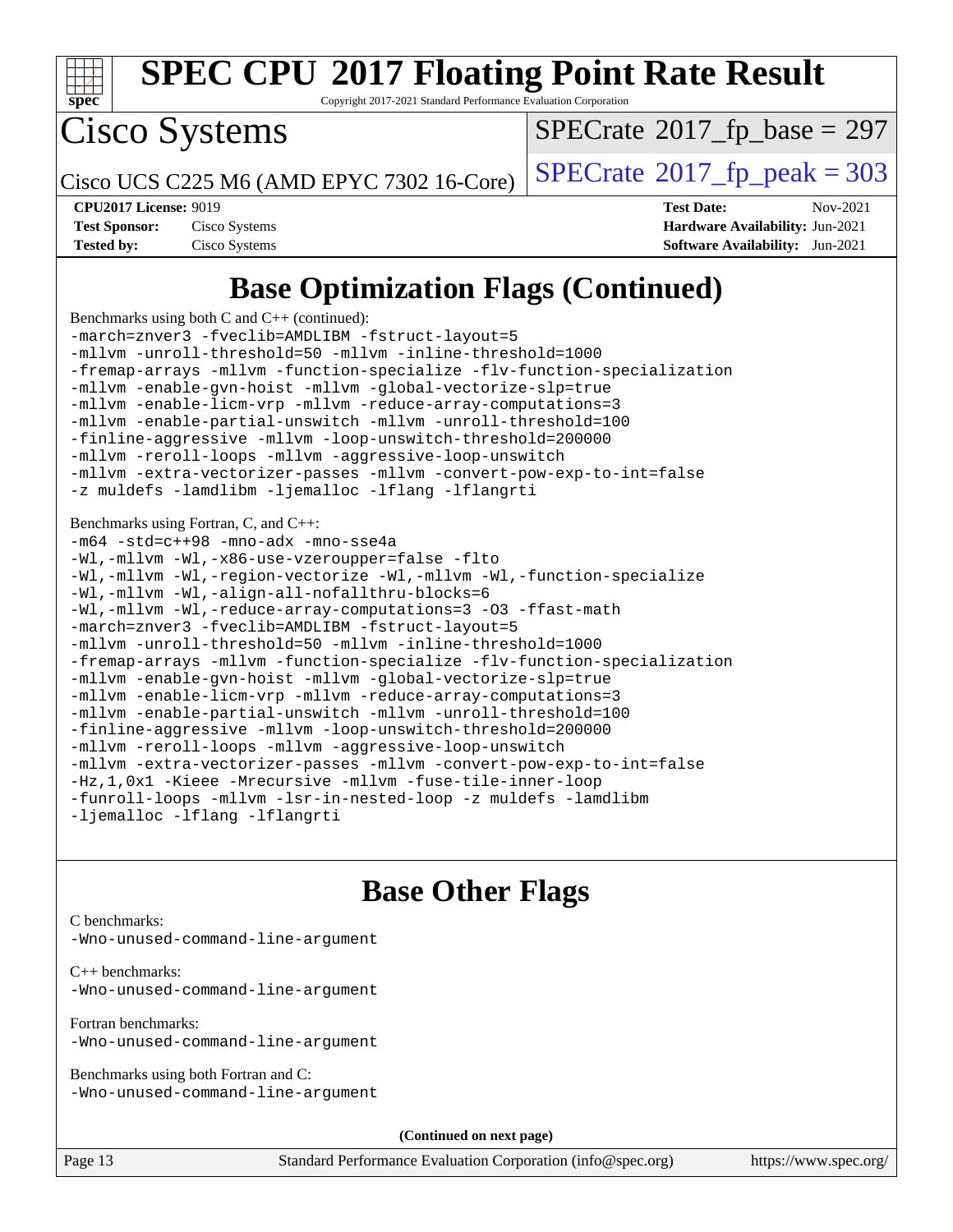# SPEC CPU 2017 Floating Point Rate Result

Copyright 2017-2021 Standard Performance Evaluation Corporation

## Cisco Systems

Cisco UCS C225 M6 (AMD EPYC 7302 16-Core)

SPECrate 2017_fp_base = 297

SPECrate 2017_fp_peak = 303

**CPU2017 License:** 9019
**Test Sponsor:** Cisco Systems
**Tested by:** Cisco Systems

**Test Date:** Nov-2021
**Hardware Availability:** Jun-2021
**Software Availability:** Jun-2021

## Base Optimization Flags (Continued)

Benchmarks using both C and C++ (continued):

```
-march=znver3 -fveclib=AMDLIBM -fstruct-layout=5
-mllvm -unroll-threshold=50 -mllvm -inline-threshold=1000
-fremap-arrays -mllvm -function-specialize -flv-function-specialization
-mllvm -enable-gvn-hoist -mllvm -global-vectorize-slp=true
-mllvm -enable-licm-vrp -mllvm -reduce-array-computations=3
-mllvm -enable-partial-unswitch -mllvm -unroll-threshold=100
-finline-aggressive -mllvm -loop-unswitch-threshold=200000
-mllvm -reroll-loops -mllvm -aggressive-loop-unswitch
-mllvm -extra-vectorizer-passes -mllvm -convert-pow-exp-to-int=false
-z muldefs -lamdlibm -ljemalloc -lflang -lflangrti
```

Benchmarks using Fortran, C, and C++:

```
-m64 -std=c++98 -mno-adx -mno-sse4a
-Wl,-mllvm -Wl,-x86-use-vzeroupper=false -flto
-Wl,-mllvm -Wl,-region-vectorize -Wl,-mllvm -Wl,-function-specialize
-Wl,-mllvm -Wl,-align-all-nofallthru-blocks=6
-Wl,-mllvm -Wl,-reduce-array-computations=3 -O3 -ffast-math
-march=znver3 -fveclib=AMDLIBM -fstruct-layout=5
-mllvm -unroll-threshold=50 -mllvm -inline-threshold=1000
-fremap-arrays -mllvm -function-specialize -flv-function-specialization
-mllvm -enable-gvn-hoist -mllvm -global-vectorize-slp=true
-mllvm -enable-licm-vrp -mllvm -reduce-array-computations=3
-mllvm -enable-partial-unswitch -mllvm -unroll-threshold=100
-finline-aggressive -mllvm -loop-unswitch-threshold=200000
-mllvm -reroll-loops -mllvm -aggressive-loop-unswitch
-mllvm -extra-vectorizer-passes -mllvm -convert-pow-exp-to-int=false
-Hz,1,0x1 -Kieee -Mrecursive -mllvm -fuse-tile-inner-loop
-funroll-loops -mllvm -lsr-in-nested-loop -z muldefs -lamdlibm
-ljemalloc -lflang -lflangrti
```

## Base Other Flags

C benchmarks:

```
-Wno-unused-command-line-argument
```

C++ benchmarks:

```
-Wno-unused-command-line-argument
```

Fortran benchmarks:

```
-Wno-unused-command-line-argument
```

Benchmarks using both Fortran and C:

```
-Wno-unused-command-line-argument
```

**(Continued on next page)**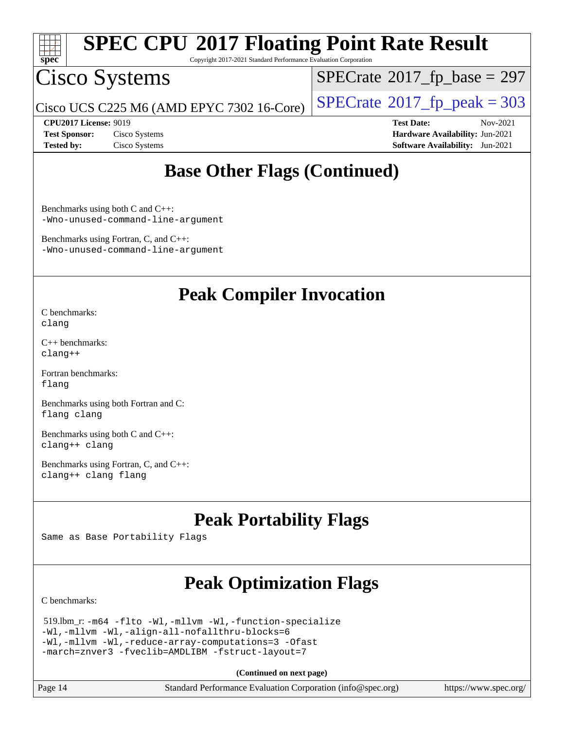## Base Other Flags (Continued)

Benchmarks using both C and C++:
-Wno-unused-command-line-argument

Benchmarks using Fortran, C, and C++:
-Wno-unused-command-line-argument

## Peak Compiler Invocation

C benchmarks:
clang

C++ benchmarks:
clang++

Fortran benchmarks:
flang

Benchmarks using both Fortran and C:
flang clang

Benchmarks using both C and C++:
clang++ clang

Benchmarks using Fortran, C, and C++:
clang++ clang flang

## Peak Portability Flags

Same as Base Portability Flags

## Peak Optimization Flags

C benchmarks:

519.lbm_r: -m64 -flto -Wl,-mllvm -Wl,-function-specialize
-Wl,-mllvm -Wl,-align-all-nofallthru-blocks=6
-Wl,-mllvm -Wl,-reduce-array-computations=3 -Ofast
-march=znver3 -fveclib=AMDLIBM -fstruct-layout=7

**(Continued on next page)**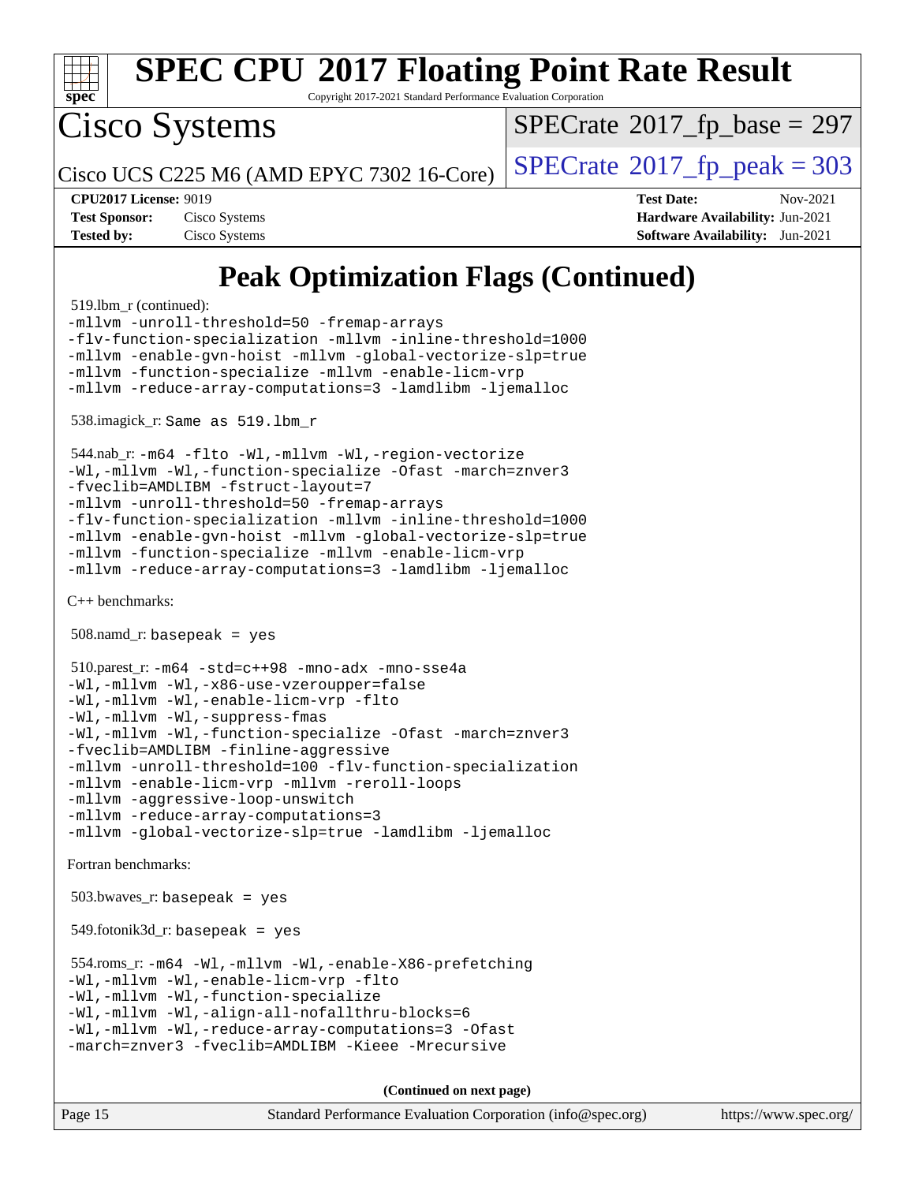# Peak Optimization Flags (Continued)

519.lbm_r (continued):
```
-mllvm -unroll-threshold=50 -fremap-arrays
-flv-function-specialization -mllvm -inline-threshold=1000
-mllvm -enable-gvn-hoist -mllvm -global-vectorize-slp=true
-mllvm -function-specialize -mllvm -enable-licm-vrp
-mllvm -reduce-array-computations=3 -lamdlibm -ljemalloc
```

538.imagick_r: `Same as 519.lbm_r`

544.nab_r:
```
-m64 -flto -Wl,-mllvm -Wl,-region-vectorize
-Wl,-mllvm -Wl,-function-specialize -Ofast -march=znver3
-fveclib=AMDLIBM -fstruct-layout=7
-mllvm -unroll-threshold=50 -fremap-arrays
-flv-function-specialization -mllvm -inline-threshold=1000
-mllvm -enable-gvn-hoist -mllvm -global-vectorize-slp=true
-mllvm -function-specialize -mllvm -enable-licm-vrp
-mllvm -reduce-array-computations=3 -lamdlibm -ljemalloc
```

C++ benchmarks:

508.namd_r: `basepeak = yes`

510.parest_r:
```
-m64 -std=c++98 -mno-adx -mno-sse4a
-Wl,-mllvm -Wl,-x86-use-vzeroupper=false
-Wl,-mllvm -Wl,-enable-licm-vrp -flto
-Wl,-mllvm -Wl,-suppress-fmas
-Wl,-mllvm -Wl,-function-specialize -Ofast -march=znver3
-fveclib=AMDLIBM -finline-aggressive
-mllvm -unroll-threshold=100 -flv-function-specialization
-mllvm -enable-licm-vrp -mllvm -reroll-loops
-mllvm -aggressive-loop-unswitch
-mllvm -reduce-array-computations=3
-mllvm -global-vectorize-slp=true -lamdlibm -ljemalloc
```

Fortran benchmarks:

503.bwaves_r: `basepeak = yes`

549.fotonik3d_r: `basepeak = yes`

554.roms_r:
```
-m64 -Wl,-mllvm -Wl,-enable-X86-prefetching
-Wl,-mllvm -Wl,-enable-licm-vrp -flto
-Wl,-mllvm -Wl,-function-specialize
-Wl,-mllvm -Wl,-align-all-nofallthru-blocks=6
-Wl,-mllvm -Wl,-reduce-array-computations=3 -Ofast
-march=znver3 -fveclib=AMDLIBM -Kieee -Mrecursive
```

**(Continued on next page)**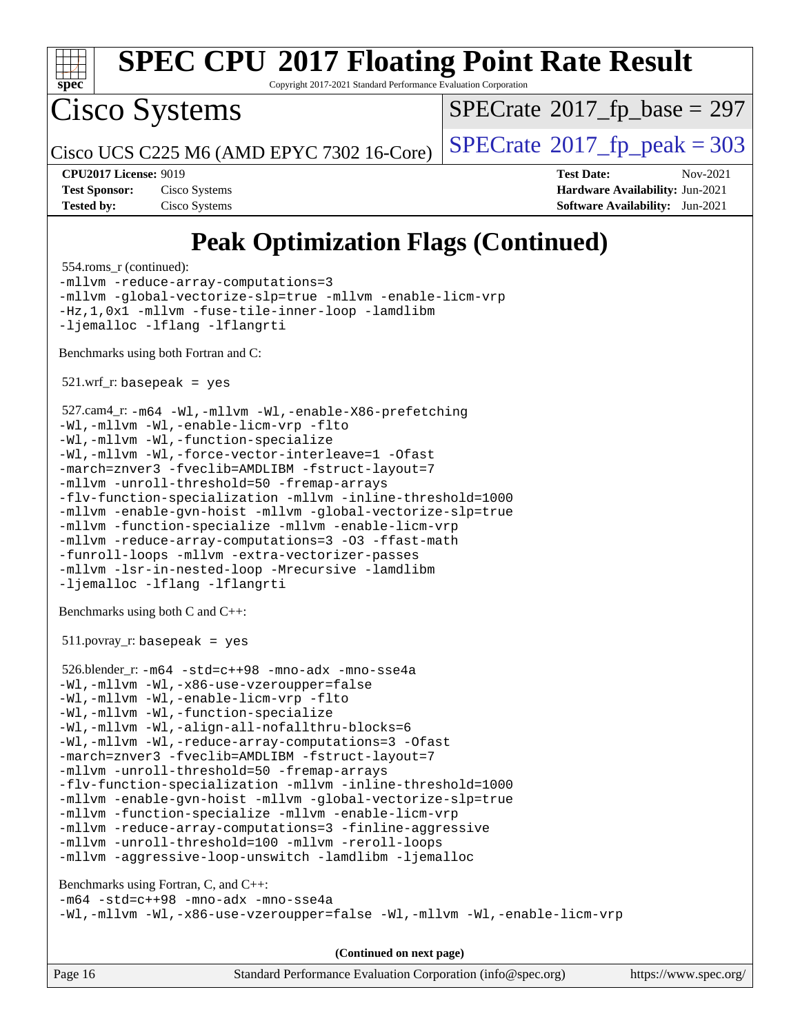# Peak Optimization Flags (Continued)

554.roms_r (continued):
```
-mllvm -reduce-array-computations=3
-mllvm -global-vectorize-slp=true -mllvm -enable-licm-vrp
-Hz,1,0x1 -mllvm -fuse-tile-inner-loop -lamdlibm
-ljemalloc -lflang -lflangrti
```

Benchmarks using both Fortran and C:

521.wrf_r: `basepeak = yes`

527.cam4_r:
```
-m64 -Wl,-mllvm -Wl,-enable-X86-prefetching
-Wl,-mllvm -Wl,-enable-licm-vrp -flto
-Wl,-mllvm -Wl,-function-specialize
-Wl,-mllvm -Wl,-force-vector-interleave=1 -Ofast
-march=znver3 -fveclib=AMDLIBM -fstruct-layout=7
-mllvm -unroll-threshold=50 -fremap-arrays
-flv-function-specialization -mllvm -inline-threshold=1000
-mllvm -enable-gvn-hoist -mllvm -global-vectorize-slp=true
-mllvm -function-specialize -mllvm -enable-licm-vrp
-mllvm -reduce-array-computations=3 -O3 -ffast-math
-funroll-loops -mllvm -extra-vectorizer-passes
-mllvm -lsr-in-nested-loop -Mrecursive -lamdlibm
-ljemalloc -lflang -lflangrti
```

Benchmarks using both C and C++:

511.povray_r: `basepeak = yes`

526.blender_r:
```
-m64 -std=c++98 -mno-adx -mno-sse4a
-Wl,-mllvm -Wl,-x86-use-vzeroupper=false
-Wl,-mllvm -Wl,-enable-licm-vrp -flto
-Wl,-mllvm -Wl,-function-specialize
-Wl,-mllvm -Wl,-align-all-nofallthru-blocks=6
-Wl,-mllvm -Wl,-reduce-array-computations=3 -Ofast
-march=znver3 -fveclib=AMDLIBM -fstruct-layout=7
-mllvm -unroll-threshold=50 -fremap-arrays
-flv-function-specialization -mllvm -inline-threshold=1000
-mllvm -enable-gvn-hoist -mllvm -global-vectorize-slp=true
-mllvm -function-specialize -mllvm -enable-licm-vrp
-mllvm -reduce-array-computations=3 -finline-aggressive
-mllvm -unroll-threshold=100 -mllvm -reroll-loops
-mllvm -aggressive-loop-unswitch -lamdlibm -ljemalloc
```

Benchmarks using Fortran, C, and C++:
```
-m64 -std=c++98 -mno-adx -mno-sse4a
-Wl,-mllvm -Wl,-x86-use-vzeroupper=false -Wl,-mllvm -Wl,-enable-licm-vrp
```

**(Continued on next page)**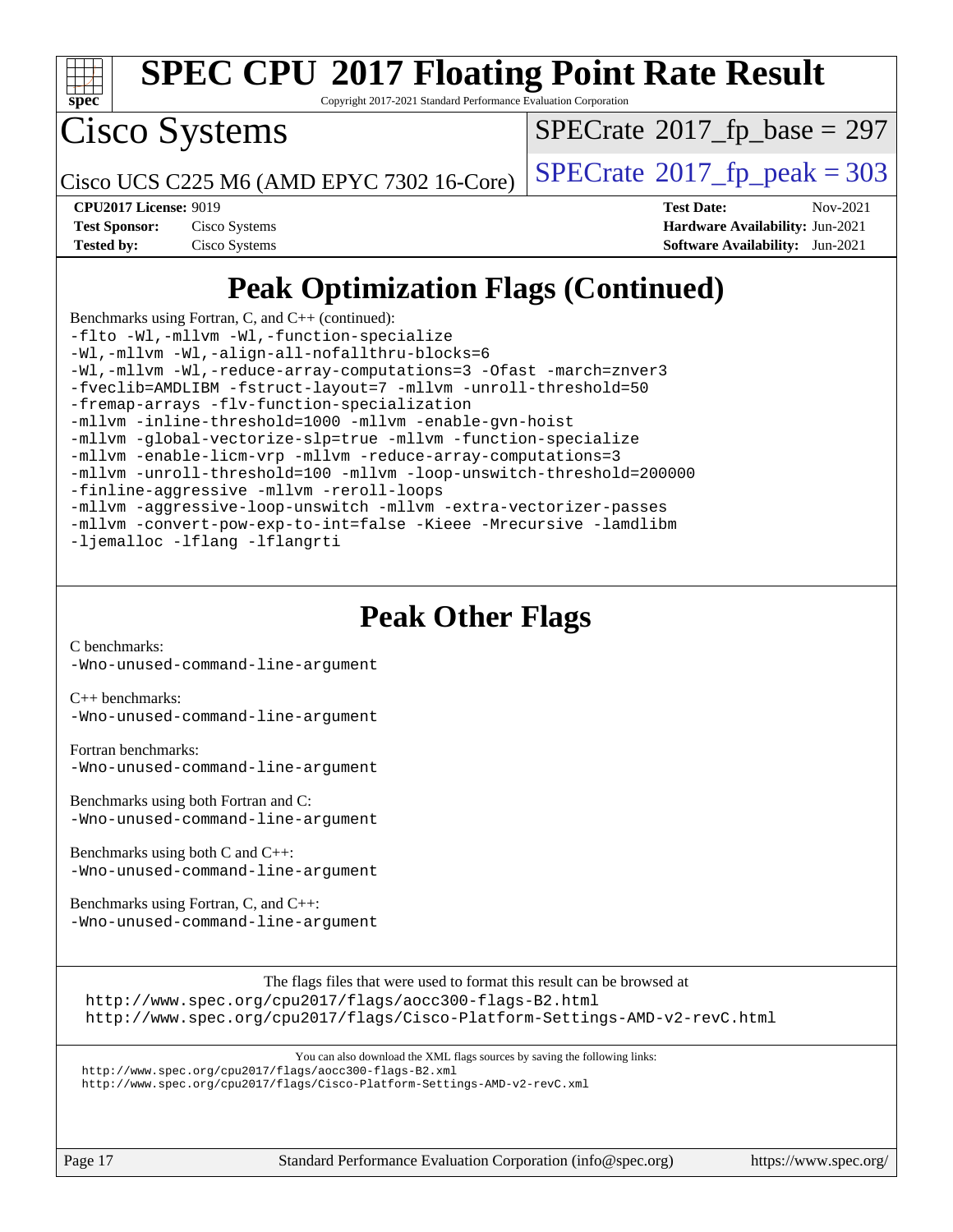# SPEC CPU 2017 Floating Point Rate Result

Copyright 2017-2021 Standard Performance Evaluation Corporation

## Cisco Systems

Cisco UCS C225 M6 (AMD EPYC 7302 16-Core)

SPECrate 2017_fp_base = 297

SPECrate 2017_fp_peak = 303

**CPU2017 License:** 9019
**Test Sponsor:** Cisco Systems
**Tested by:** Cisco Systems

**Test Date:** Nov-2021
**Hardware Availability:** Jun-2021
**Software Availability:** Jun-2021

## Peak Optimization Flags (Continued)

Benchmarks using Fortran, C, and C++ (continued):

```
-flto -Wl,-mllvm -Wl,-function-specialize
-Wl,-mllvm -Wl,-align-all-nofallthru-blocks=6
-Wl,-mllvm -Wl,-reduce-array-computations=3 -Ofast -march=znver3
-fveclib=AMDLIBM -fstruct-layout=7 -mllvm -unroll-threshold=50
-fremap-arrays -flv-function-specialization
-mllvm -inline-threshold=1000 -mllvm -enable-gvn-hoist
-mllvm -global-vectorize-slp=true -mllvm -function-specialize
-mllvm -enable-licm-vrp -mllvm -reduce-array-computations=3
-mllvm -unroll-threshold=100 -mllvm -loop-unswitch-threshold=200000
-finline-aggressive -mllvm -reroll-loops
-mllvm -aggressive-loop-unswitch -mllvm -extra-vectorizer-passes
-mllvm -convert-pow-exp-to-int=false -Kieee -Mrecursive -lamdlibm
-ljemalloc -lflang -lflangrti
```

## Peak Other Flags

C benchmarks:
`-Wno-unused-command-line-argument`

C++ benchmarks:
`-Wno-unused-command-line-argument`

Fortran benchmarks:
`-Wno-unused-command-line-argument`

Benchmarks using both Fortran and C:
`-Wno-unused-command-line-argument`

Benchmarks using both C and C++:
`-Wno-unused-command-line-argument`

Benchmarks using Fortran, C, and C++:
`-Wno-unused-command-line-argument`

The flags files that were used to format this result can be browsed at
http://www.spec.org/cpu2017/flags/aocc300-flags-B2.html
http://www.spec.org/cpu2017/flags/Cisco-Platform-Settings-AMD-v2-revC.html

You can also download the XML flags sources by saving the following links:
http://www.spec.org/cpu2017/flags/aocc300-flags-B2.xml
http://www.spec.org/cpu2017/flags/Cisco-Platform-Settings-AMD-v2-revC.xml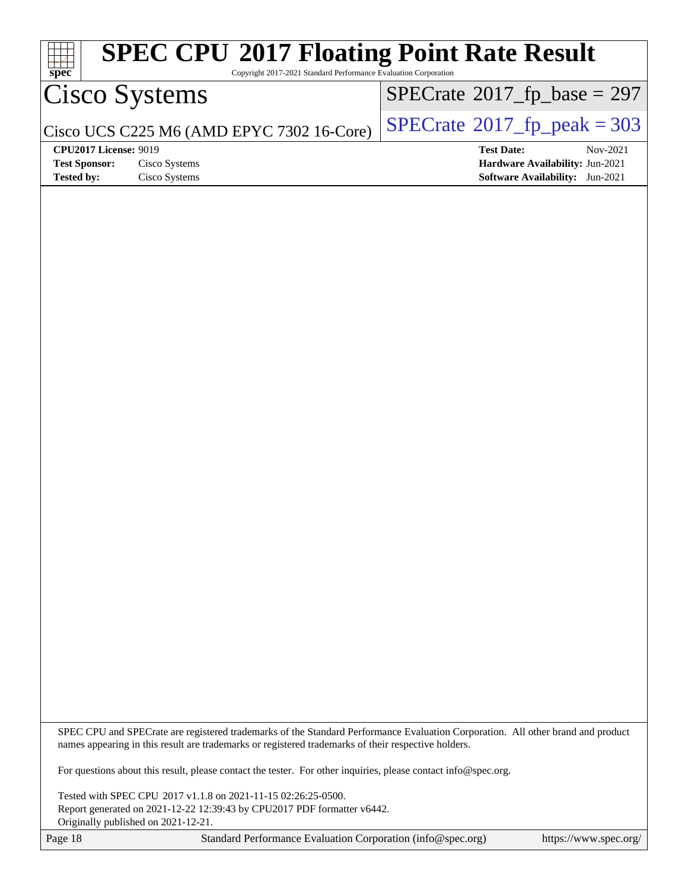SPEC CPU and SPECrate are registered trademarks of the Standard Performance Evaluation Corporation. All other brand and product names appearing in this result are trademarks or registered trademarks of their respective holders.

For questions about this result, please contact the tester. For other inquiries, please contact info@spec.org.

Tested with SPEC CPU 2017 v1.1.8 on 2021-11-15 02:26:25-0500.
Report generated on 2021-12-22 12:39:43 by CPU2017 PDF formatter v6442.
Originally published on 2021-12-21.